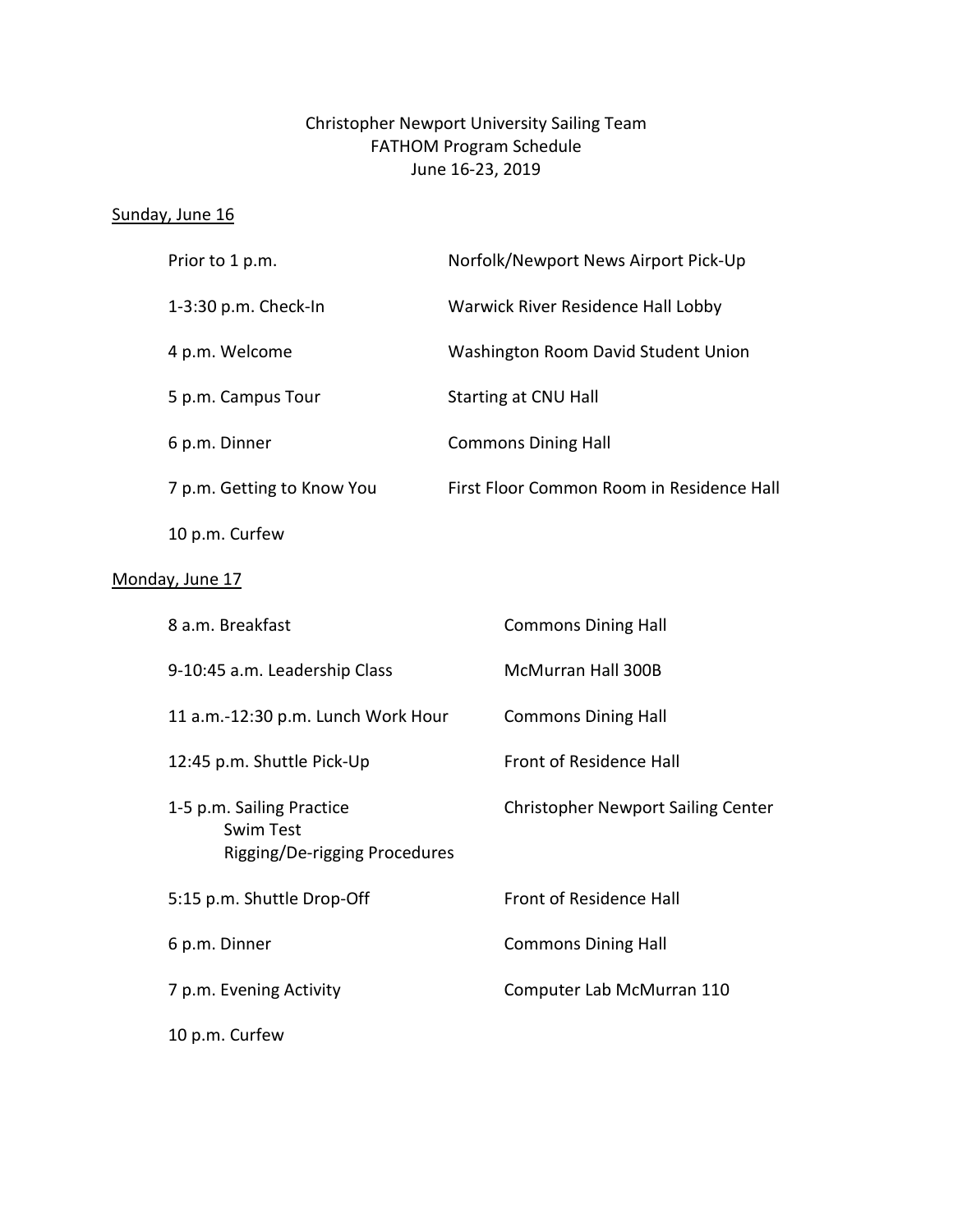# Christopher Newport University Sailing Team
## FATHOM Program Schedule
### June 16-23, 2019

**Sunday, June 16**

| | |
|---|---|
| Prior to 1 p.m. | Norfolk/Newport News Airport Pick-Up |
| 1-3:30 p.m. Check-In | Warwick River Residence Hall Lobby |
| 4 p.m. Welcome | Washington Room David Student Union |
| 5 p.m. Campus Tour | Starting at CNU Hall |
| 6 p.m. Dinner | Commons Dining Hall |
| 7 p.m. Getting to Know You | First Floor Common Room in Residence Hall |
| 10 p.m. Curfew | |

**Monday, June 17**

| | |
|---|---|
| 8 a.m. Breakfast | Commons Dining Hall |
| 9-10:45 a.m. Leadership Class | McMurran Hall 300B |
| 11 a.m.-12:30 p.m. Lunch Work Hour | Commons Dining Hall |
| 12:45 p.m. Shuttle Pick-Up | Front of Residence Hall |
| 1-5 p.m. Sailing Practice<br>Swim Test<br>Rigging/De-rigging Procedures | Christopher Newport Sailing Center |
| 5:15 p.m. Shuttle Drop-Off | Front of Residence Hall |
| 6 p.m. Dinner | Commons Dining Hall |
| 7 p.m. Evening Activity | Computer Lab McMurran 110 |
| 10 p.m. Curfew | |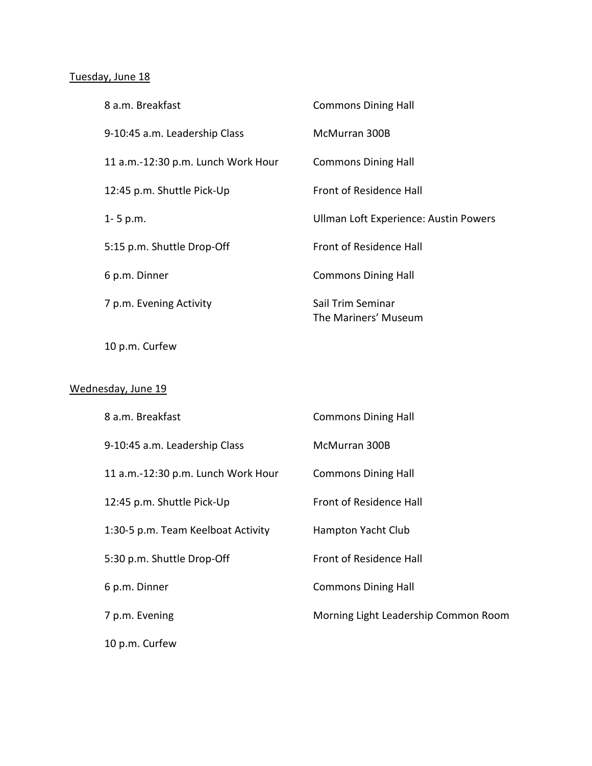Tuesday, June 18

| | |
|---|---|
| 8 a.m. Breakfast | Commons Dining Hall |
| 9-10:45 a.m. Leadership Class | McMurran 300B |
| 11 a.m.-12:30 p.m. Lunch Work Hour | Commons Dining Hall |
| 12:45 p.m. Shuttle Pick-Up | Front of Residence Hall |
| 1- 5 p.m. | Ullman Loft Experience: Austin Powers |
| 5:15 p.m. Shuttle Drop-Off | Front of Residence Hall |
| 6 p.m. Dinner | Commons Dining Hall |
| 7 p.m. Evening Activity | Sail Trim Seminar<br>The Mariners' Museum |
| 10 p.m. Curfew | |

Wednesday, June 19

| | |
|---|---|
| 8 a.m. Breakfast | Commons Dining Hall |
| 9-10:45 a.m. Leadership Class | McMurran 300B |
| 11 a.m.-12:30 p.m. Lunch Work Hour | Commons Dining Hall |
| 12:45 p.m. Shuttle Pick-Up | Front of Residence Hall |
| 1:30-5 p.m. Team Keelboat Activity | Hampton Yacht Club |
| 5:30 p.m. Shuttle Drop-Off | Front of Residence Hall |
| 6 p.m. Dinner | Commons Dining Hall |
| 7 p.m. Evening | Morning Light Leadership Common Room |
| 10 p.m. Curfew | |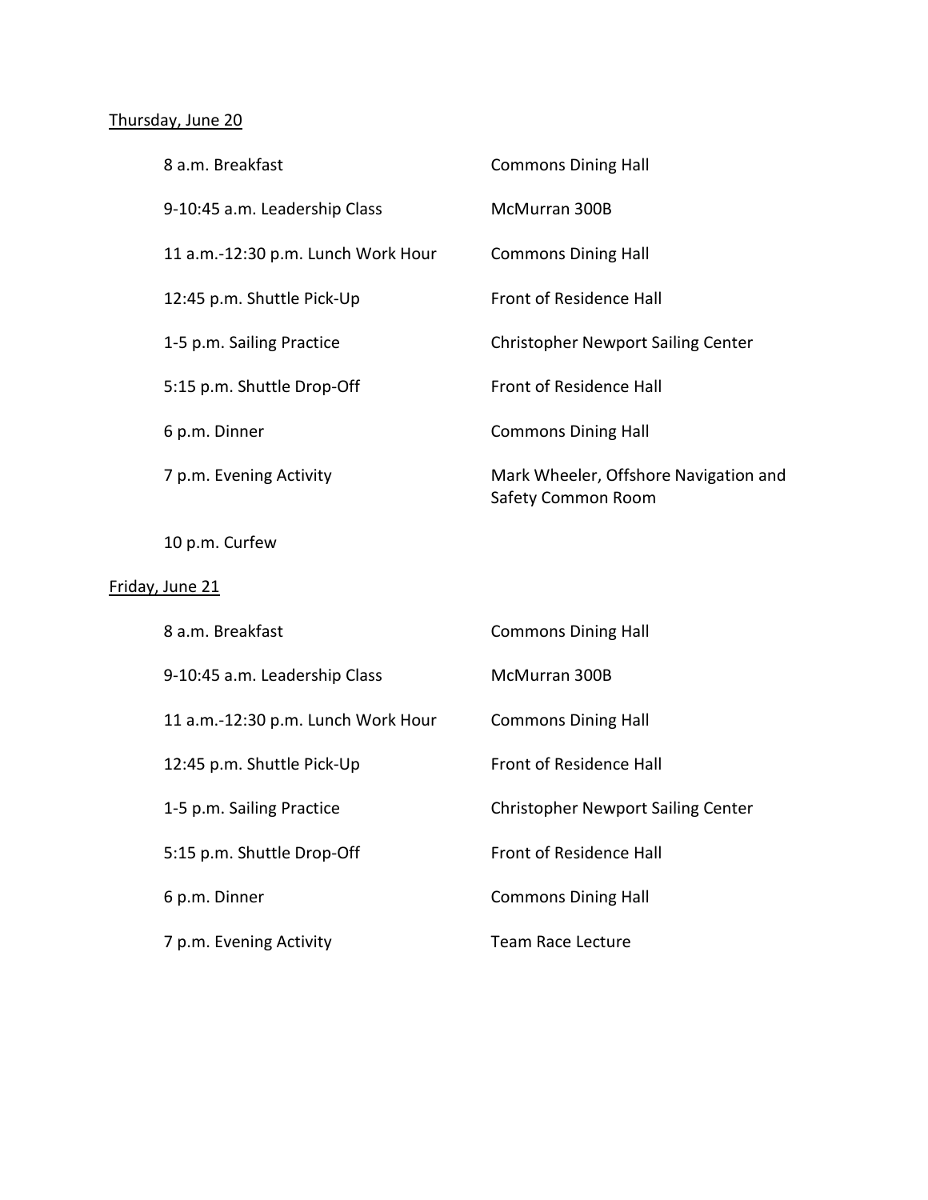Thursday, June 20

| | |
|---|---|
| 8 a.m. Breakfast | Commons Dining Hall |
| 9-10:45 a.m. Leadership Class | McMurran 300B |
| 11 a.m.-12:30 p.m. Lunch Work Hour | Commons Dining Hall |
| 12:45 p.m. Shuttle Pick-Up | Front of Residence Hall |
| 1-5 p.m. Sailing Practice | Christopher Newport Sailing Center |
| 5:15 p.m. Shuttle Drop-Off | Front of Residence Hall |
| 6 p.m. Dinner | Commons Dining Hall |
| 7 p.m. Evening Activity | Mark Wheeler, Offshore Navigation and Safety Common Room |
| 10 p.m. Curfew | |

Friday, June 21

| | |
|---|---|
| 8 a.m. Breakfast | Commons Dining Hall |
| 9-10:45 a.m. Leadership Class | McMurran 300B |
| 11 a.m.-12:30 p.m. Lunch Work Hour | Commons Dining Hall |
| 12:45 p.m. Shuttle Pick-Up | Front of Residence Hall |
| 1-5 p.m. Sailing Practice | Christopher Newport Sailing Center |
| 5:15 p.m. Shuttle Drop-Off | Front of Residence Hall |
| 6 p.m. Dinner | Commons Dining Hall |
| 7 p.m. Evening Activity | Team Race Lecture |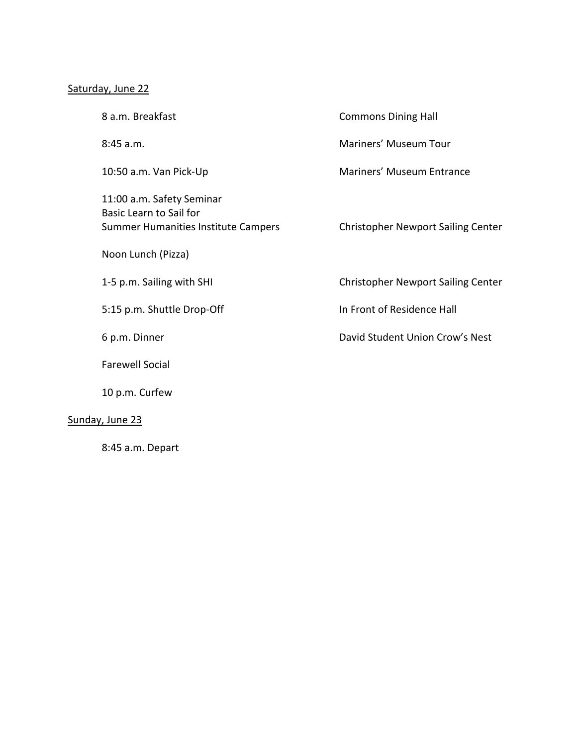<u>Saturday, June 22</u>

| | |
|---|---|
| 8 a.m. Breakfast | Commons Dining Hall |
| 8:45 a.m. | Mariners' Museum Tour |
| 10:50 a.m. Van Pick-Up | Mariners' Museum Entrance |
| 11:00 a.m. Safety Seminar<br>Basic Learn to Sail for<br>Summer Humanities Institute Campers | Christopher Newport Sailing Center |
| Noon Lunch (Pizza) | |
| 1-5 p.m. Sailing with SHI | Christopher Newport Sailing Center |
| 5:15 p.m. Shuttle Drop-Off | In Front of Residence Hall |
| 6 p.m. Dinner | David Student Union Crow's Nest |
| Farewell Social | |
| 10 p.m. Curfew | |

<u>Sunday, June 23</u>

8:45 a.m. Depart